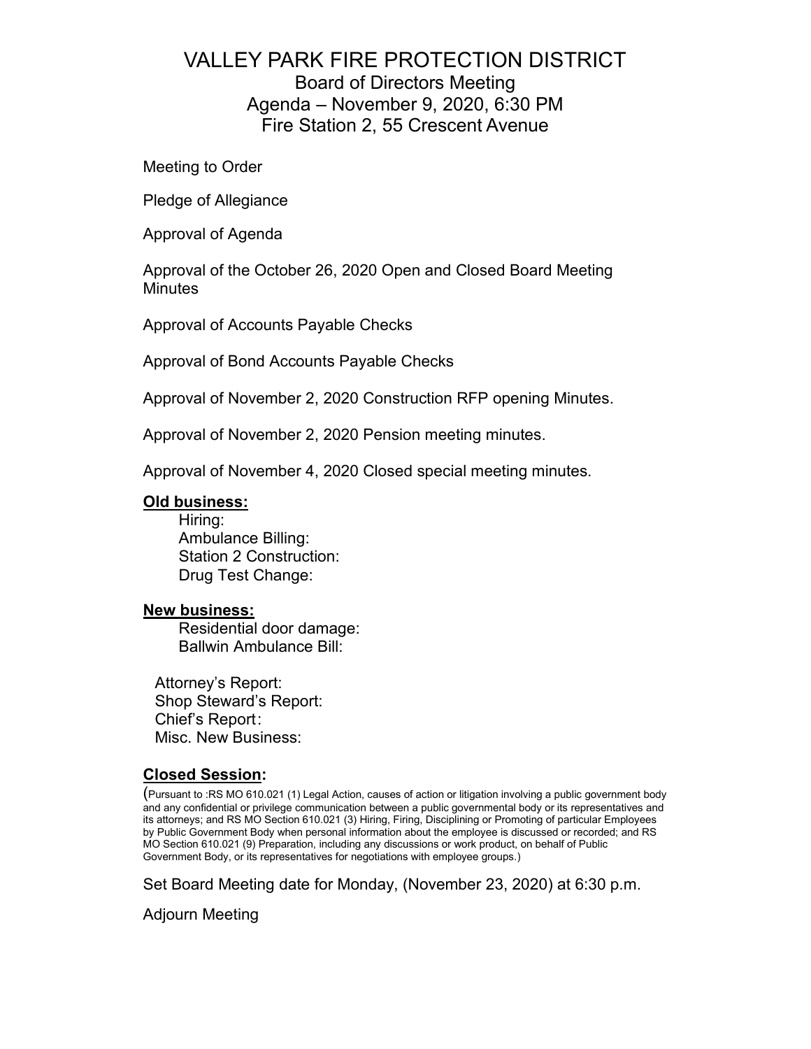# VALLEY PARK FIRE PROTECTION DISTRICT

## Board of Directors Meeting
## Agenda – November 9, 2020, 6:30 PM
## Fire Station 2, 55 Crescent Avenue

Meeting to Order

Pledge of Allegiance

Approval of Agenda

Approval of the October 26, 2020 Open and Closed Board Meeting Minutes

Approval of Accounts Payable Checks

Approval of Bond Accounts Payable Checks

Approval of November 2, 2020 Construction RFP opening Minutes.

Approval of November 2, 2020 Pension meeting minutes.

Approval of November 4, 2020 Closed special meeting minutes.

**Old business:**

- Hiring:
- Ambulance Billing:
- Station 2 Construction:
- Drug Test Change:

**New business:**

- Residential door damage:
- Ballwin Ambulance Bill:

Attorney's Report:
Shop Steward's Report:
Chief's Report:
Misc. New Business:

**Closed Session:**

(Pursuant to :RS MO 610.021 (1) Legal Action, causes of action or litigation involving a public government body and any confidential or privilege communication between a public governmental body or its representatives and its attorneys; and RS MO Section 610.021 (3) Hiring, Firing, Disciplining or Promoting of particular Employees by Public Government Body when personal information about the employee is discussed or recorded; and RS MO Section 610.021 (9) Preparation, including any discussions or work product, on behalf of Public Government Body, or its representatives for negotiations with employee groups.)

Set Board Meeting date for Monday, (November 23, 2020) at 6:30 p.m.

Adjourn Meeting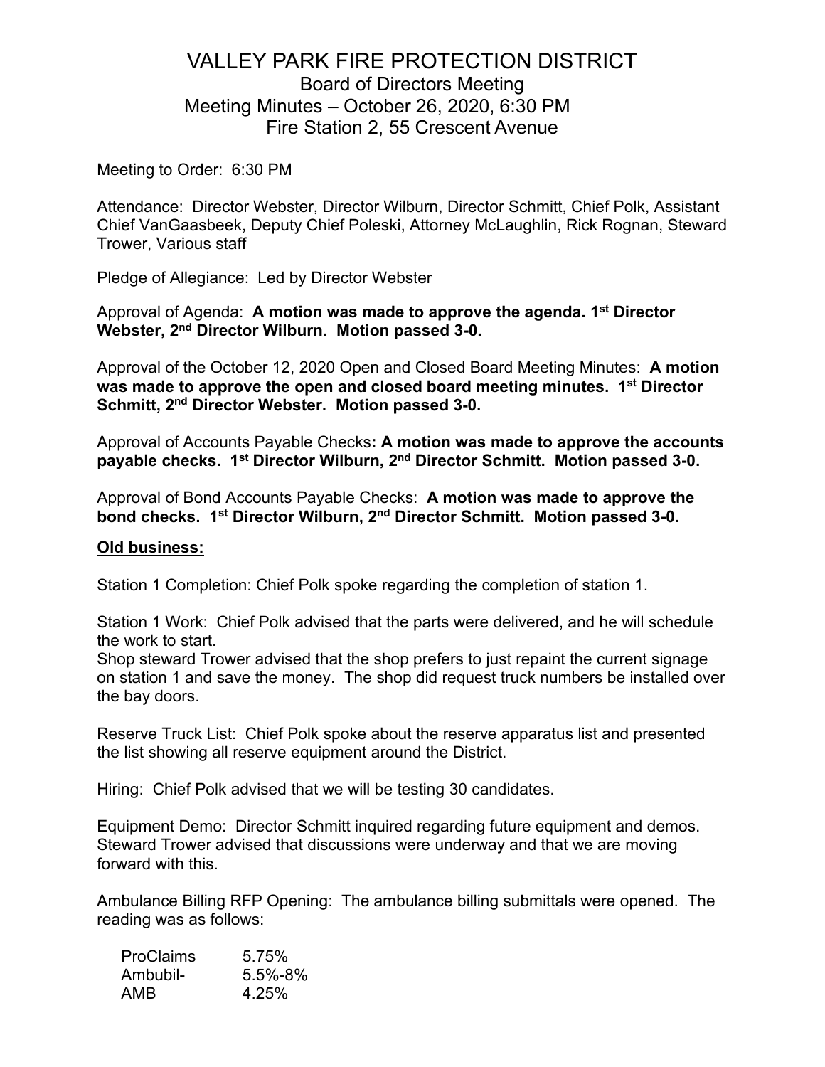# VALLEY PARK FIRE PROTECTION DISTRICT

## Board of Directors Meeting

### Meeting Minutes – October 26, 2020, 6:30 PM

### Fire Station 2, 55 Crescent Avenue

Meeting to Order: 6:30 PM

Attendance: Director Webster, Director Wilburn, Director Schmitt, Chief Polk, Assistant Chief VanGaasbeek, Deputy Chief Poleski, Attorney McLaughlin, Rick Rognan, Steward Trower, Various staff

Pledge of Allegiance: Led by Director Webster

Approval of Agenda: **A motion was made to approve the agenda. 1st Director Webster, 2nd Director Wilburn. Motion passed 3-0.**

Approval of the October 12, 2020 Open and Closed Board Meeting Minutes: **A motion was made to approve the open and closed board meeting minutes. 1st Director Schmitt, 2nd Director Webster. Motion passed 3-0.**

Approval of Accounts Payable Checks**: A motion was made to approve the accounts payable checks. 1st Director Wilburn, 2nd Director Schmitt. Motion passed 3-0.**

Approval of Bond Accounts Payable Checks: **A motion was made to approve the bond checks. 1st Director Wilburn, 2nd Director Schmitt. Motion passed 3-0.**

**Old business:**

Station 1 Completion: Chief Polk spoke regarding the completion of station 1.

Station 1 Work: Chief Polk advised that the parts were delivered, and he will schedule the work to start.
Shop steward Trower advised that the shop prefers to just repaint the current signage on station 1 and save the money. The shop did request truck numbers be installed over the bay doors.

Reserve Truck List: Chief Polk spoke about the reserve apparatus list and presented the list showing all reserve equipment around the District.

Hiring: Chief Polk advised that we will be testing 30 candidates.

Equipment Demo: Director Schmitt inquired regarding future equipment and demos. Steward Trower advised that discussions were underway and that we are moving forward with this.

Ambulance Billing RFP Opening: The ambulance billing submittals were opened. The reading was as follows:

| | |
|---|---|
| ProClaims | 5.75% |
| Ambubil- | 5.5%-8% |
| AMB | 4.25% |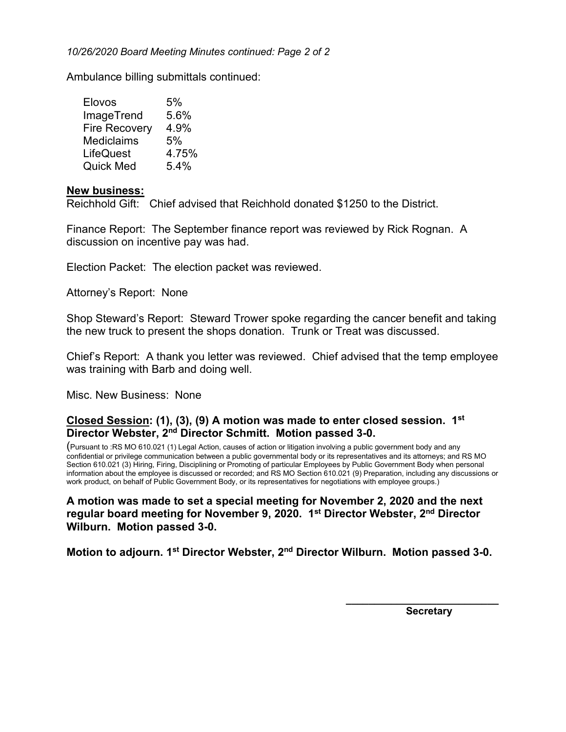*10/26/2020 Board Meeting Minutes continued: Page 2 of 2*

Ambulance billing submittals continued:

| | |
|---|---|
| Elovos | 5% |
| ImageTrend | 5.6% |
| Fire Recovery | 4.9% |
| Mediclaims | 5% |
| LifeQuest | 4.75% |
| Quick Med | 5.4% |

**New business:**

Reichhold Gift: Chief advised that Reichhold donated $1250 to the District.

Finance Report: The September finance report was reviewed by Rick Rognan. A discussion on incentive pay was had.

Election Packet: The election packet was reviewed.

Attorney's Report: None

Shop Steward's Report: Steward Trower spoke regarding the cancer benefit and taking the new truck to present the shops donation. Trunk or Treat was discussed.

Chief's Report: A thank you letter was reviewed. Chief advised that the temp employee was training with Barb and doing well.

Misc. New Business: None

**Closed Session: (1), (3), (9) A motion was made to enter closed session. 1st Director Webster, 2nd Director Schmitt. Motion passed 3-0.**

(Pursuant to :RS MO 610.021 (1) Legal Action, causes of action or litigation involving a public government body and any confidential or privilege communication between a public governmental body or its representatives and its attorneys; and RS MO Section 610.021 (3) Hiring, Firing, Disciplining or Promoting of particular Employees by Public Government Body when personal information about the employee is discussed or recorded; and RS MO Section 610.021 (9) Preparation, including any discussions or work product, on behalf of Public Government Body, or its representatives for negotiations with employee groups.)

**A motion was made to set a special meeting for November 2, 2020 and the next regular board meeting for November 9, 2020. 1st Director Webster, 2nd Director Wilburn. Motion passed 3-0.**

**Motion to adjourn. 1st Director Webster, 2nd Director Wilburn. Motion passed 3-0.**

\_\_\_\_\_\_\_\_\_\_\_\_\_\_\_\_\_\_\_\_\_\_\_\_\_\_

**Secretary**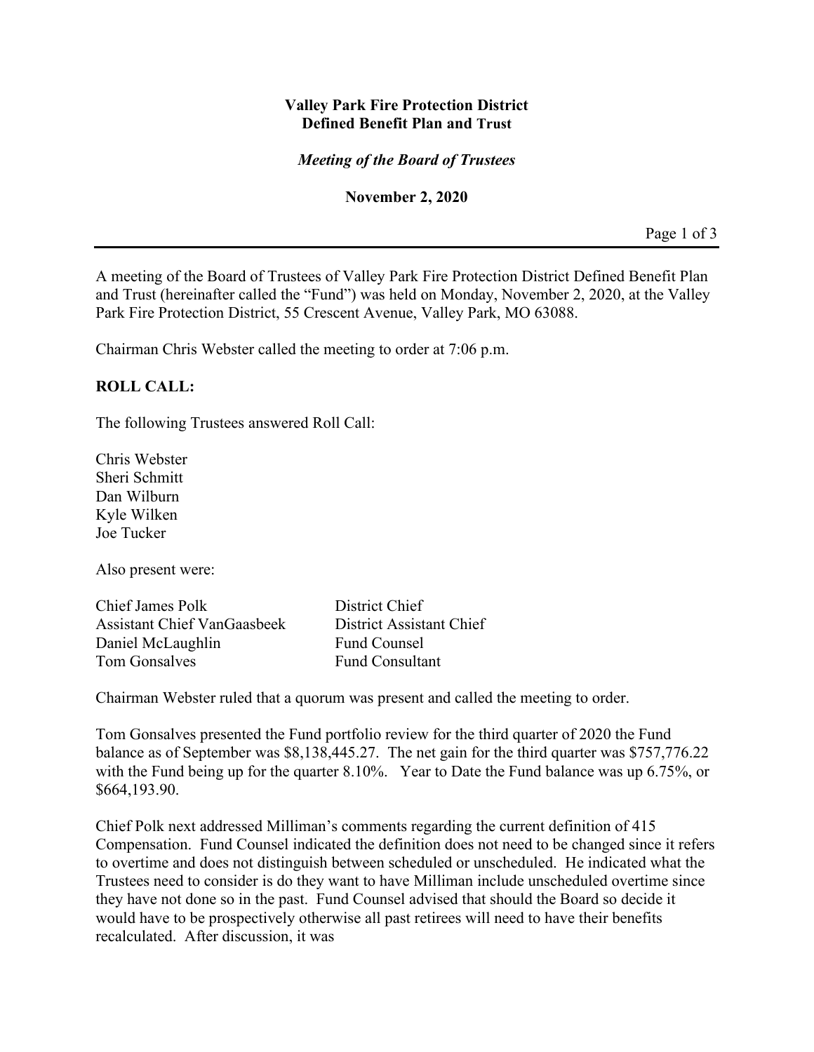**Valley Park Fire Protection District**
**Defined Benefit Plan and Trust**

***Meeting of the Board of Trustees***

**November 2, 2020**

A meeting of the Board of Trustees of Valley Park Fire Protection District Defined Benefit Plan and Trust (hereinafter called the "Fund") was held on Monday, November 2, 2020, at the Valley Park Fire Protection District, 55 Crescent Avenue, Valley Park, MO 63088.

Chairman Chris Webster called the meeting to order at 7:06 p.m.

**ROLL CALL:**

The following Trustees answered Roll Call:

Chris Webster
Sheri Schmitt
Dan Wilburn
Kyle Wilken
Joe Tucker

Also present were:

| | |
|---|---|
| Chief James Polk | District Chief |
| Assistant Chief VanGaasbeek | District Assistant Chief |
| Daniel McLaughlin | Fund Counsel |
| Tom Gonsalves | Fund Consultant |

Chairman Webster ruled that a quorum was present and called the meeting to order.

Tom Gonsalves presented the Fund portfolio review for the third quarter of 2020 the Fund balance as of September was $8,138,445.27. The net gain for the third quarter was $757,776.22 with the Fund being up for the quarter 8.10%. Year to Date the Fund balance was up 6.75%, or $664,193.90.

Chief Polk next addressed Milliman's comments regarding the current definition of 415 Compensation. Fund Counsel indicated the definition does not need to be changed since it refers to overtime and does not distinguish between scheduled or unscheduled. He indicated what the Trustees need to consider is do they want to have Milliman include unscheduled overtime since they have not done so in the past. Fund Counsel advised that should the Board so decide it would have to be prospectively otherwise all past retirees will need to have their benefits recalculated. After discussion, it was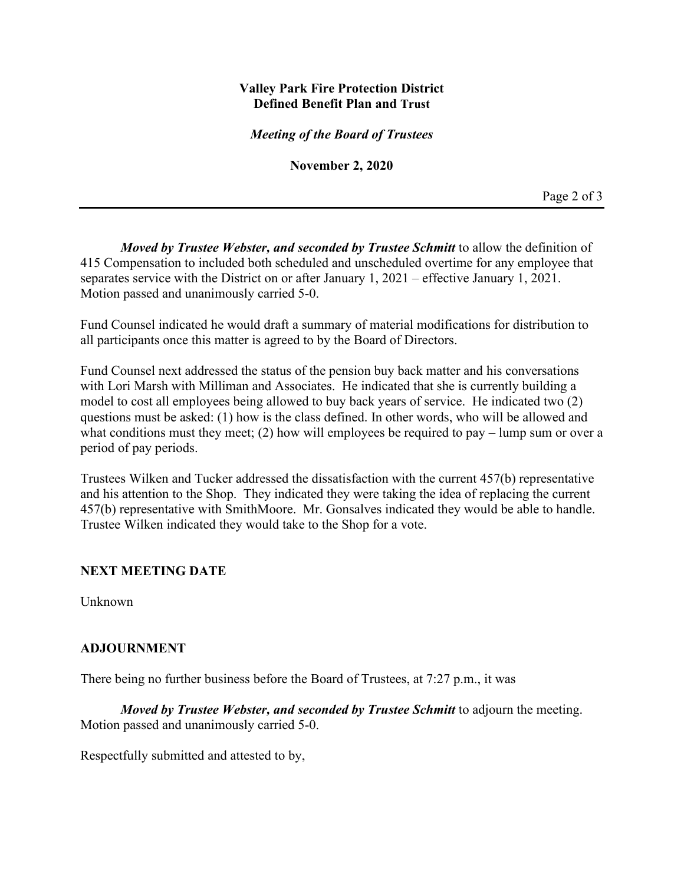***Moved by Trustee Webster, and seconded by Trustee Schmitt*** to allow the definition of 415 Compensation to included both scheduled and unscheduled overtime for any employee that separates service with the District on or after January 1, 2021 – effective January 1, 2021. Motion passed and unanimously carried 5-0.

Fund Counsel indicated he would draft a summary of material modifications for distribution to all participants once this matter is agreed to by the Board of Directors.

Fund Counsel next addressed the status of the pension buy back matter and his conversations with Lori Marsh with Milliman and Associates. He indicated that she is currently building a model to cost all employees being allowed to buy back years of service. He indicated two (2) questions must be asked: (1) how is the class defined. In other words, who will be allowed and what conditions must they meet; (2) how will employees be required to pay – lump sum or over a period of pay periods.

Trustees Wilken and Tucker addressed the dissatisfaction with the current 457(b) representative and his attention to the Shop. They indicated they were taking the idea of replacing the current 457(b) representative with SmithMoore. Mr. Gonsalves indicated they would be able to handle. Trustee Wilken indicated they would take to the Shop for a vote.

## NEXT MEETING DATE

Unknown

## ADJOURNMENT

There being no further business before the Board of Trustees, at 7:27 p.m., it was

***Moved by Trustee Webster, and seconded by Trustee Schmitt*** to adjourn the meeting. Motion passed and unanimously carried 5-0.

Respectfully submitted and attested to by,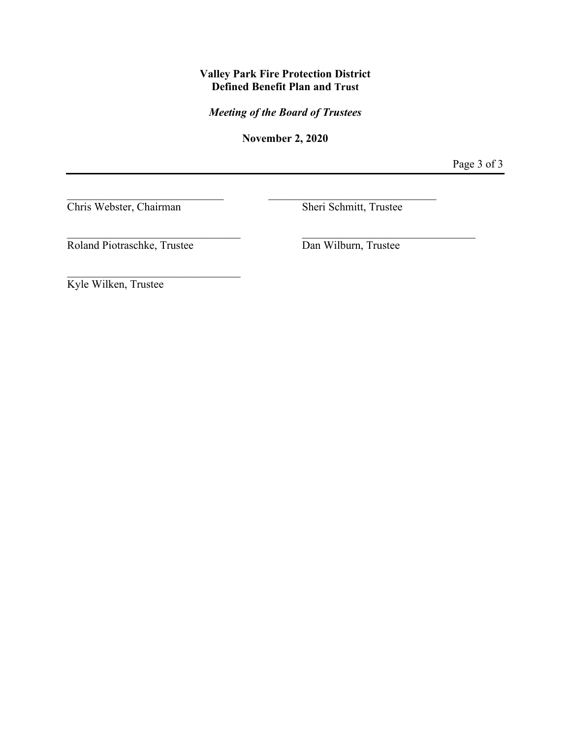**Valley Park Fire Protection District**
**Defined Benefit Plan and Trust**

***Meeting of the Board of Trustees***

**November 2, 2020**

| | |
|---|---|
| \_\_\_\_\_\_\_\_\_\_\_\_\_\_\_\_\_\_\_\_\_\_\_\_\_\_\_\_ | \_\_\_\_\_\_\_\_\_\_\_\_\_\_\_\_\_\_\_\_\_\_\_\_\_\_\_\_ |
| Chris Webster, Chairman | Sheri Schmitt, Trustee |
| \_\_\_\_\_\_\_\_\_\_\_\_\_\_\_\_\_\_\_\_\_\_\_\_\_\_\_\_ | \_\_\_\_\_\_\_\_\_\_\_\_\_\_\_\_\_\_\_\_\_\_\_\_\_\_\_\_ |
| Roland Piotraschke, Trustee | Dan Wilburn, Trustee |
| \_\_\_\_\_\_\_\_\_\_\_\_\_\_\_\_\_\_\_\_\_\_\_\_\_\_\_\_ | |
| Kyle Wilken, Trustee | |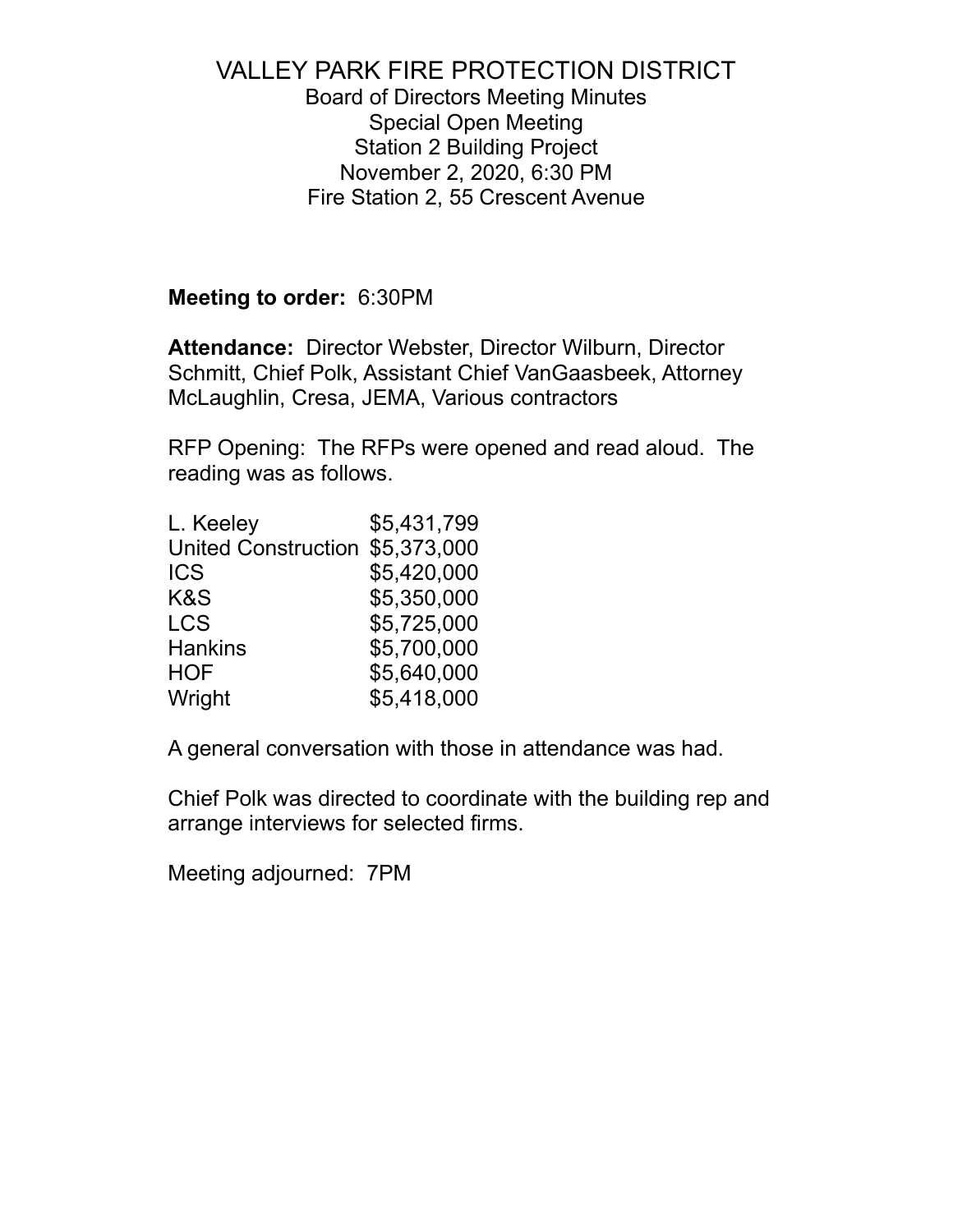# VALLEY PARK FIRE PROTECTION DISTRICT

Board of Directors Meeting Minutes
Special Open Meeting
Station 2 Building Project
November 2, 2020, 6:30 PM
Fire Station 2, 55 Crescent Avenue

**Meeting to order:** 6:30PM

**Attendance:** Director Webster, Director Wilburn, Director Schmitt, Chief Polk, Assistant Chief VanGaasbeek, Attorney McLaughlin, Cresa, JEMA, Various contractors

RFP Opening: The RFPs were opened and read aloud. The reading was as follows.

| | |
|---|---|
| L. Keeley | $5,431,799 |
| United Construction | $5,373,000 |
| ICS | $5,420,000 |
| K&S | $5,350,000 |
| LCS | $5,725,000 |
| Hankins | $5,700,000 |
| HOF | $5,640,000 |
| Wright | $5,418,000 |

A general conversation with those in attendance was had.

Chief Polk was directed to coordinate with the building rep and arrange interviews for selected firms.

Meeting adjourned: 7PM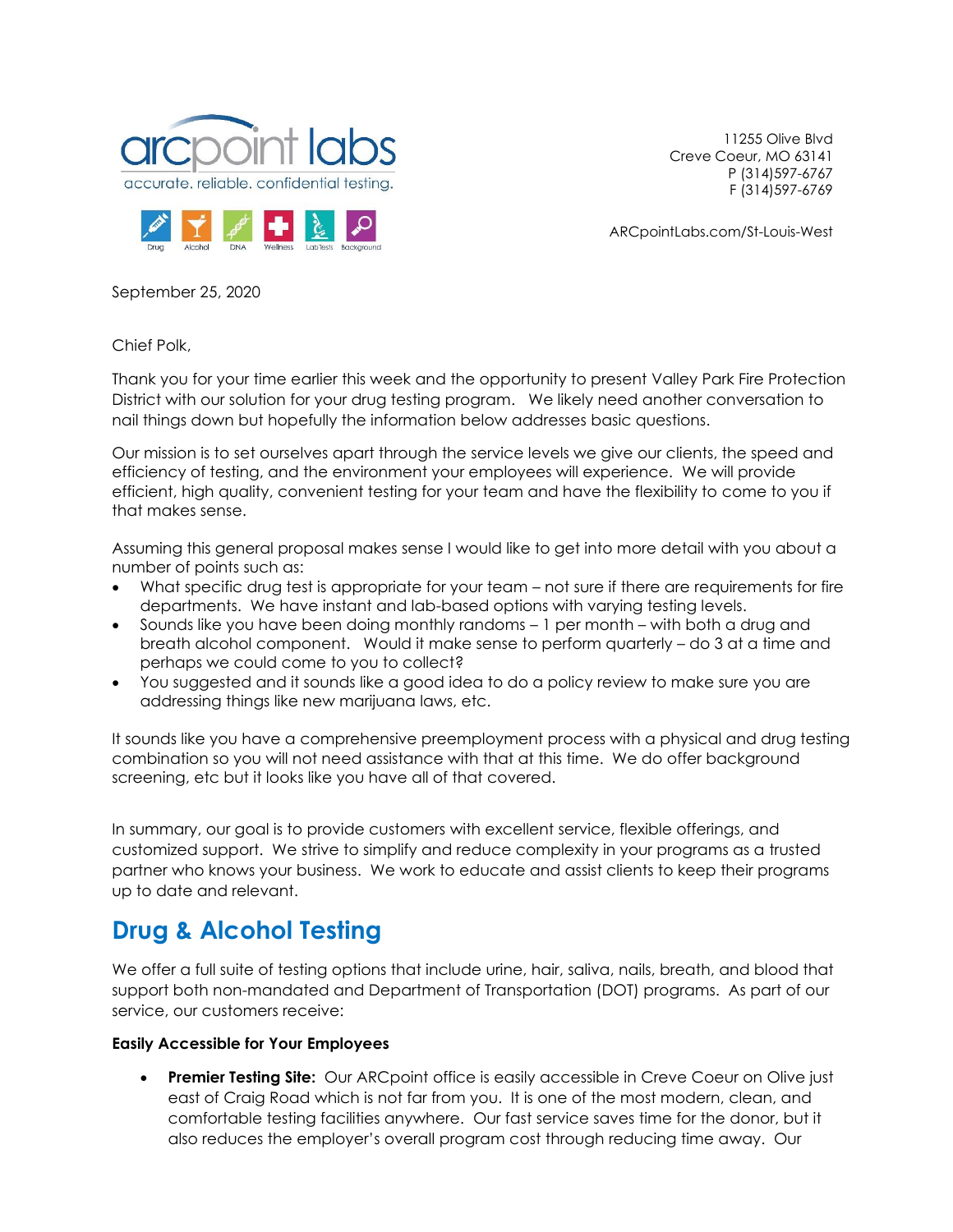arcpoint labs
accurate. reliable. confidential testing.

Drug Alcohol DNA Wellness Lab Tests Background

11255 Olive Blvd
Creve Coeur, MO 63141
P (314)597-6767
F (314)597-6769

ARCpointLabs.com/St-Louis-West

September 25, 2020

Chief Polk,

Thank you for your time earlier this week and the opportunity to present Valley Park Fire Protection District with our solution for your drug testing program. We likely need another conversation to nail things down but hopefully the information below addresses basic questions.

Our mission is to set ourselves apart through the service levels we give our clients, the speed and efficiency of testing, and the environment your employees will experience. We will provide efficient, high quality, convenient testing for your team and have the flexibility to come to you if that makes sense.

Assuming this general proposal makes sense I would like to get into more detail with you about a number of points such as:

- What specific drug test is appropriate for your team – not sure if there are requirements for fire departments. We have instant and lab-based options with varying testing levels.
- Sounds like you have been doing monthly randoms – 1 per month – with both a drug and breath alcohol component. Would it make sense to perform quarterly – do 3 at a time and perhaps we could come to you to collect?
- You suggested and it sounds like a good idea to do a policy review to make sure you are addressing things like new marijuana laws, etc.

It sounds like you have a comprehensive preemployment process with a physical and drug testing combination so you will not need assistance with that at this time. We do offer background screening, etc but it looks like you have all of that covered.

In summary, our goal is to provide customers with excellent service, flexible offerings, and customized support. We strive to simplify and reduce complexity in your programs as a trusted partner who knows your business. We work to educate and assist clients to keep their programs up to date and relevant.

## Drug & Alcohol Testing

We offer a full suite of testing options that include urine, hair, saliva, nails, breath, and blood that support both non-mandated and Department of Transportation (DOT) programs. As part of our service, our customers receive:

**Easily Accessible for Your Employees**

- **Premier Testing Site:** Our ARCpoint office is easily accessible in Creve Coeur on Olive just east of Craig Road which is not far from you. It is one of the most modern, clean, and comfortable testing facilities anywhere. Our fast service saves time for the donor, but it also reduces the employer's overall program cost through reducing time away. Our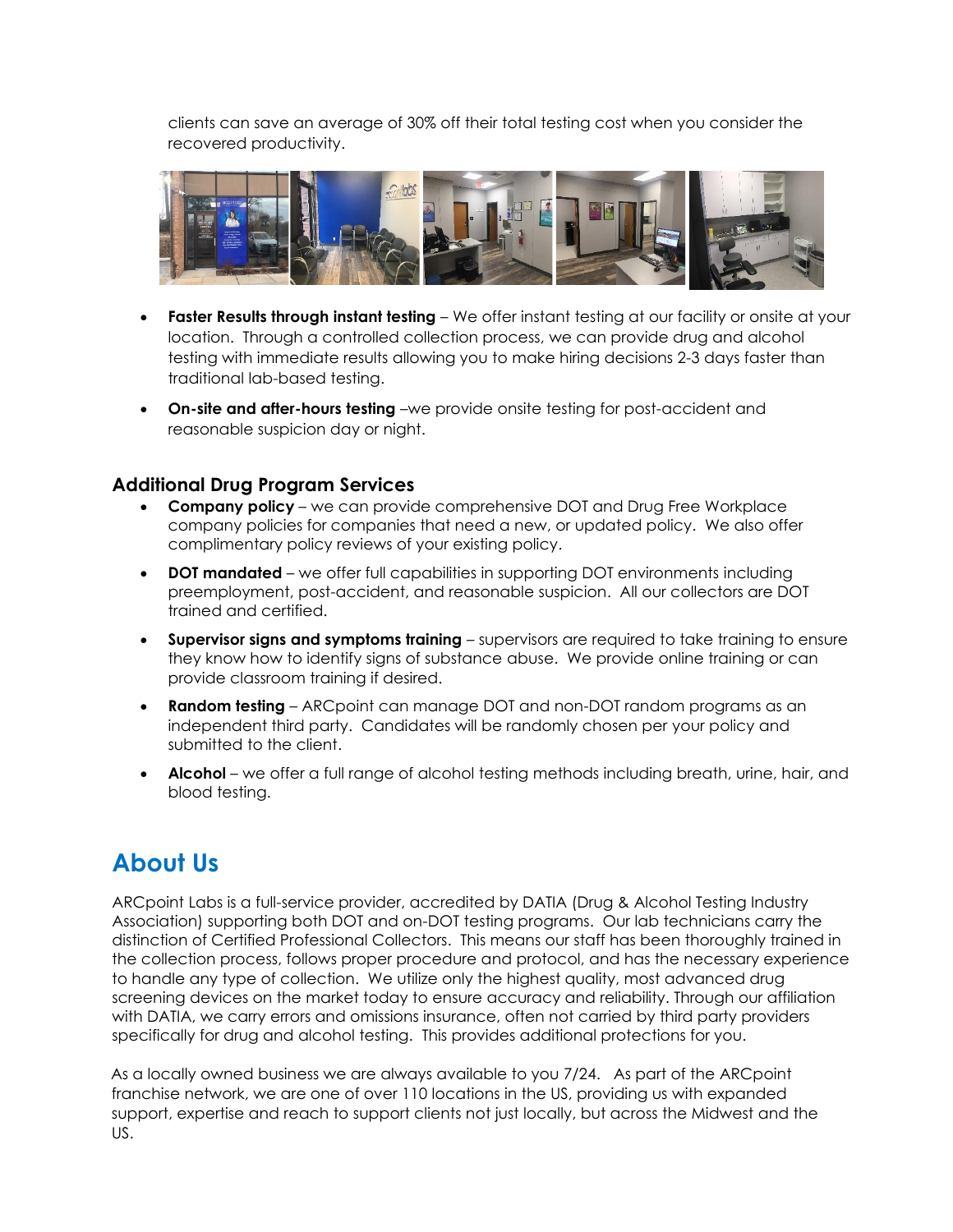clients can save an average of 30% off their total testing cost when you consider the recovered productivity.

- **Faster Results through instant testing** – We offer instant testing at our facility or onsite at your location. Through a controlled collection process, we can provide drug and alcohol testing with immediate results allowing you to make hiring decisions 2-3 days faster than traditional lab-based testing.
- **On-site and after-hours testing** –we provide onsite testing for post-accident and reasonable suspicion day or night.

### Additional Drug Program Services

- **Company policy** – we can provide comprehensive DOT and Drug Free Workplace company policies for companies that need a new, or updated policy. We also offer complimentary policy reviews of your existing policy.
- **DOT mandated** – we offer full capabilities in supporting DOT environments including preemployment, post-accident, and reasonable suspicion. All our collectors are DOT trained and certified.
- **Supervisor signs and symptoms training** – supervisors are required to take training to ensure they know how to identify signs of substance abuse. We provide online training or can provide classroom training if desired.
- **Random testing** – ARCpoint can manage DOT and non-DOT random programs as an independent third party. Candidates will be randomly chosen per your policy and submitted to the client.
- **Alcohol** – we offer a full range of alcohol testing methods including breath, urine, hair, and blood testing.

## About Us

ARCpoint Labs is a full-service provider, accredited by DATIA (Drug & Alcohol Testing Industry Association) supporting both DOT and on-DOT testing programs. Our lab technicians carry the distinction of Certified Professional Collectors. This means our staff has been thoroughly trained in the collection process, follows proper procedure and protocol, and has the necessary experience to handle any type of collection. We utilize only the highest quality, most advanced drug screening devices on the market today to ensure accuracy and reliability. Through our affiliation with DATIA, we carry errors and omissions insurance, often not carried by third party providers specifically for drug and alcohol testing. This provides additional protections for you.

As a locally owned business we are always available to you 7/24. As part of the ARCpoint franchise network, we are one of over 110 locations in the US, providing us with expanded support, expertise and reach to support clients not just locally, but across the Midwest and the US.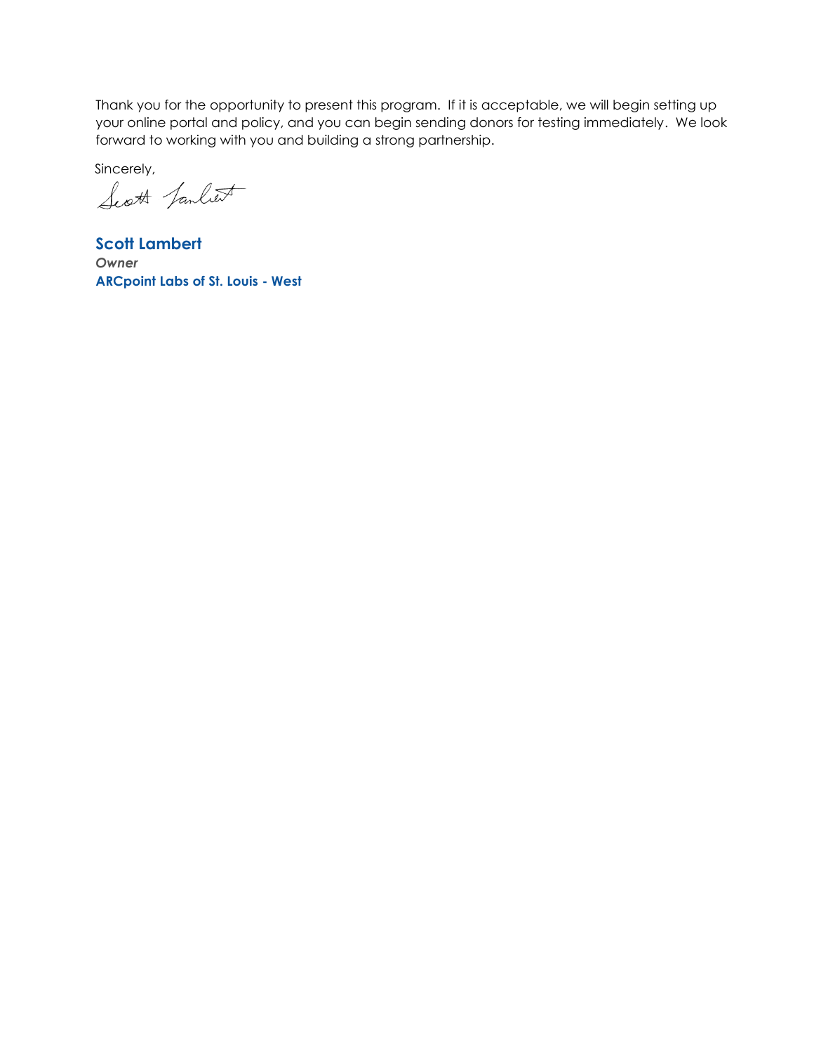Thank you for the opportunity to present this program. If it is acceptable, we will begin setting up your online portal and policy, and you can begin sending donors for testing immediately. We look forward to working with you and building a strong partnership.

Sincerely,

**Scott Lambert**
***Owner***
**ARCpoint Labs of St. Louis - West**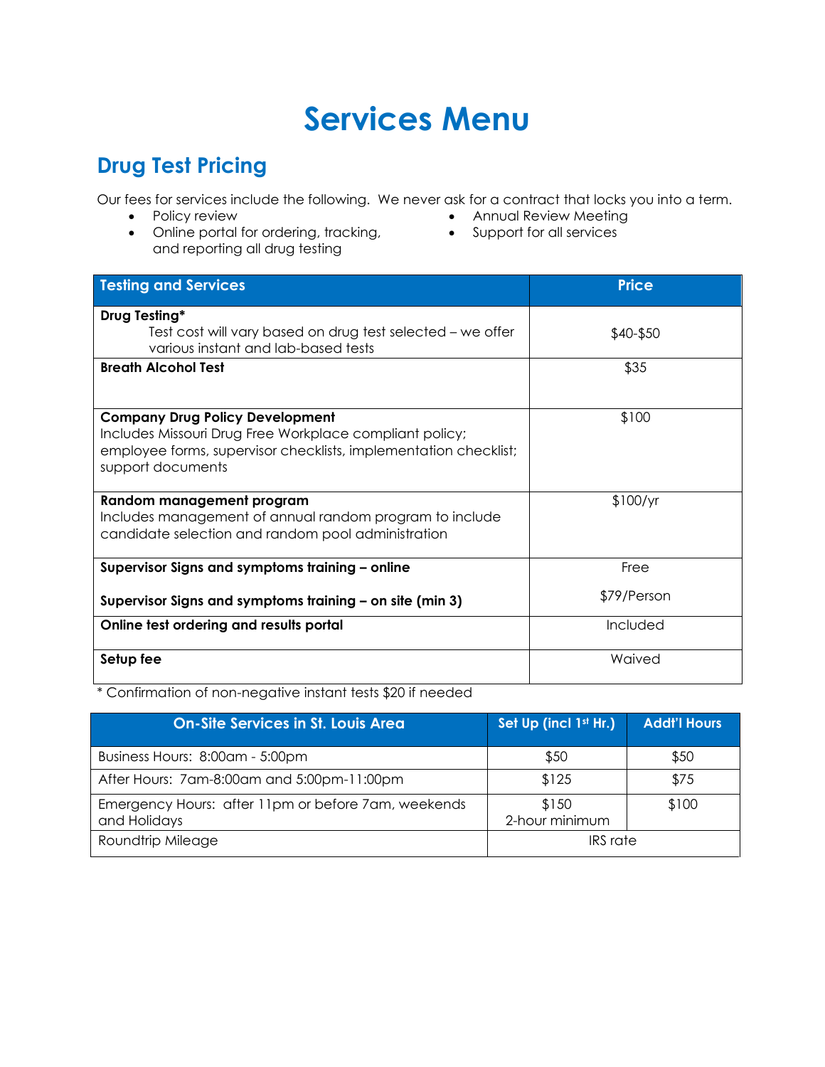# Services Menu

## Drug Test Pricing

Our fees for services include the following. We never ask for a contract that locks you into a term.

- Policy review
- Online portal for ordering, tracking, and reporting all drug testing
- Annual Review Meeting
- Support for all services

| Testing and Services | Price |
|---|---|
| **Drug Testing*** Test cost will vary based on drug test selected – we offer various instant and lab-based tests | $40-$50 |
| **Breath Alcohol Test** | $35 |
| **Company Drug Policy Development** Includes Missouri Drug Free Workplace compliant policy; employee forms, supervisor checklists, implementation checklist; support documents | $100 |
| **Random management program** Includes management of annual random program to include candidate selection and random pool administration | $100/yr |
| **Supervisor Signs and symptoms training – online** | Free |
| **Supervisor Signs and symptoms training – on site (min 3)** | $79/Person |
| **Online test ordering and results portal** | Included |
| **Setup fee** | Waived |

\* Confirmation of non-negative instant tests $20 if needed

| On-Site Services in St. Louis Area | Set Up (incl 1st Hr.) | Addt'l Hours |
|---|---|---|
| Business Hours: 8:00am - 5:00pm | $50 | $50 |
| After Hours: 7am-8:00am and 5:00pm-11:00pm | $125 | $75 |
| Emergency Hours: after 11pm or before 7am, weekends and Holidays | $150 2-hour minimum | $100 |
| Roundtrip Mileage | IRS rate | |